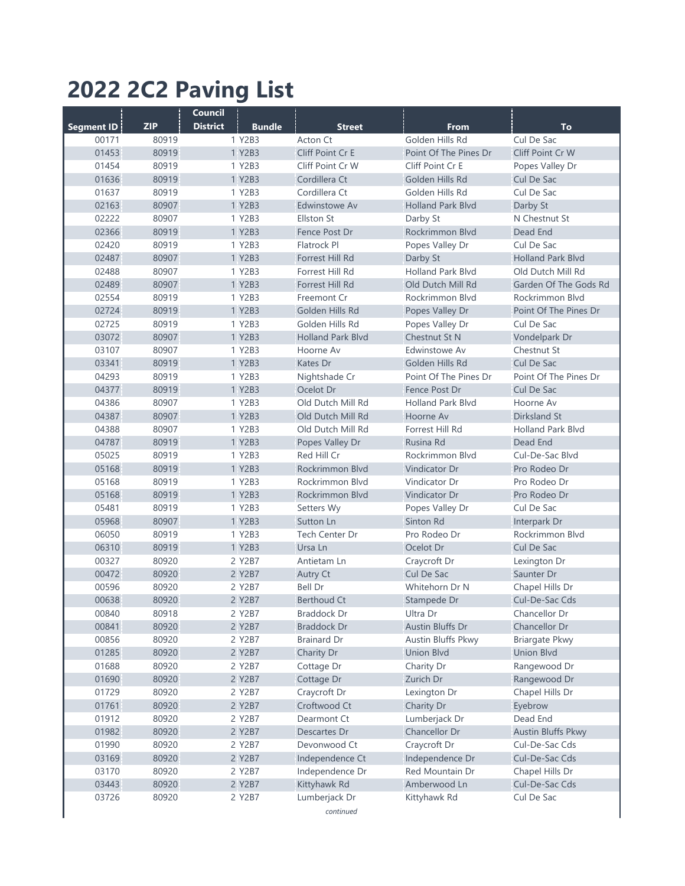# 2022 2C2 Paving List

| Segment ID | ZIP | Council District | Bundle | Street | From | To |
|---|---|---|---|---|---|---|
| 00171 | 80919 | 1 | Y2B3 | Acton Ct | Golden Hills Rd | Cul De Sac |
| 01453 | 80919 | 1 | Y2B3 | Cliff Point Cr E | Point Of The Pines Dr | Cliff Point Cr W |
| 01454 | 80919 | 1 | Y2B3 | Cliff Point Cr W | Cliff Point Cr E | Popes Valley Dr |
| 01636 | 80919 | 1 | Y2B3 | Cordillera Ct | Golden Hills Rd | Cul De Sac |
| 01637 | 80919 | 1 | Y2B3 | Cordillera Ct | Golden Hills Rd | Cul De Sac |
| 02163 | 80907 | 1 | Y2B3 | Edwinstowe Av | Holland Park Blvd | Darby St |
| 02222 | 80907 | 1 | Y2B3 | Ellston St | Darby St | N Chestnut St |
| 02366 | 80919 | 1 | Y2B3 | Fence Post Dr | Rockrimmon Blvd | Dead End |
| 02420 | 80919 | 1 | Y2B3 | Flatrock Pl | Popes Valley Dr | Cul De Sac |
| 02487 | 80907 | 1 | Y2B3 | Forrest Hill Rd | Darby St | Holland Park Blvd |
| 02488 | 80907 | 1 | Y2B3 | Forrest Hill Rd | Holland Park Blvd | Old Dutch Mill Rd |
| 02489 | 80907 | 1 | Y2B3 | Forrest Hill Rd | Old Dutch Mill Rd | Garden Of The Gods Rd |
| 02554 | 80919 | 1 | Y2B3 | Freemont Cr | Rockrimmon Blvd | Rockrimmon Blvd |
| 02724 | 80919 | 1 | Y2B3 | Golden Hills Rd | Popes Valley Dr | Point Of The Pines Dr |
| 02725 | 80919 | 1 | Y2B3 | Golden Hills Rd | Popes Valley Dr | Cul De Sac |
| 03072 | 80907 | 1 | Y2B3 | Holland Park Blvd | Chestnut St N | Vondelpark Dr |
| 03107 | 80907 | 1 | Y2B3 | Hoorne Av | Edwinstowe Av | Chestnut St |
| 03341 | 80919 | 1 | Y2B3 | Kates Dr | Golden Hills Rd | Cul De Sac |
| 04293 | 80919 | 1 | Y2B3 | Nightshade Cr | Point Of The Pines Dr | Point Of The Pines Dr |
| 04377 | 80919 | 1 | Y2B3 | Ocelot Dr | Fence Post Dr | Cul De Sac |
| 04386 | 80907 | 1 | Y2B3 | Old Dutch Mill Rd | Holland Park Blvd | Hoorne Av |
| 04387 | 80907 | 1 | Y2B3 | Old Dutch Mill Rd | Hoorne Av | Dirksland St |
| 04388 | 80907 | 1 | Y2B3 | Old Dutch Mill Rd | Forrest Hill Rd | Holland Park Blvd |
| 04787 | 80919 | 1 | Y2B3 | Popes Valley Dr | Rusina Rd | Dead End |
| 05025 | 80919 | 1 | Y2B3 | Red Hill Cr | Rockrimmon Blvd | Cul-De-Sac Blvd |
| 05168 | 80919 | 1 | Y2B3 | Rockrimmon Blvd | Vindicator Dr | Pro Rodeo Dr |
| 05168 | 80919 | 1 | Y2B3 | Rockrimmon Blvd | Vindicator Dr | Pro Rodeo Dr |
| 05168 | 80919 | 1 | Y2B3 | Rockrimmon Blvd | Vindicator Dr | Pro Rodeo Dr |
| 05481 | 80919 | 1 | Y2B3 | Setters Wy | Popes Valley Dr | Cul De Sac |
| 05968 | 80907 | 1 | Y2B3 | Sutton Ln | Sinton Rd | Interpark Dr |
| 06050 | 80919 | 1 | Y2B3 | Tech Center Dr | Pro Rodeo Dr | Rockrimmon Blvd |
| 06310 | 80919 | 1 | Y2B3 | Ursa Ln | Ocelot Dr | Cul De Sac |
| 00327 | 80920 | 2 | Y2B7 | Antietam Ln | Craycroft Dr | Lexington Dr |
| 00472 | 80920 | 2 | Y2B7 | Autry Ct | Cul De Sac | Saunter Dr |
| 00596 | 80920 | 2 | Y2B7 | Bell Dr | Whitehorn Dr N | Chapel Hills Dr |
| 00638 | 80920 | 2 | Y2B7 | Berthoud Ct | Stampede Dr | Cul-De-Sac Cds |
| 00840 | 80918 | 2 | Y2B7 | Braddock Dr | Ultra Dr | Chancellor Dr |
| 00841 | 80920 | 2 | Y2B7 | Braddock Dr | Austin Bluffs Dr | Chancellor Dr |
| 00856 | 80920 | 2 | Y2B7 | Brainard Dr | Austin Bluffs Pkwy | Briargate Pkwy |
| 01285 | 80920 | 2 | Y2B7 | Charity Dr | Union Blvd | Union Blvd |
| 01688 | 80920 | 2 | Y2B7 | Cottage Dr | Charity Dr | Rangewood Dr |
| 01690 | 80920 | 2 | Y2B7 | Cottage Dr | Zurich Dr | Rangewood Dr |
| 01729 | 80920 | 2 | Y2B7 | Craycroft Dr | Lexington Dr | Chapel Hills Dr |
| 01761 | 80920 | 2 | Y2B7 | Croftwood Ct | Charity Dr | Eyebrow |
| 01912 | 80920 | 2 | Y2B7 | Dearmont Ct | Lumberjack Dr | Dead End |
| 01982 | 80920 | 2 | Y2B7 | Descartes Dr | Chancellor Dr | Austin Bluffs Pkwy |
| 01990 | 80920 | 2 | Y2B7 | Devonwood Ct | Craycroft Dr | Cul-De-Sac Cds |
| 03169 | 80920 | 2 | Y2B7 | Independence Ct | Independence Dr | Cul-De-Sac Cds |
| 03170 | 80920 | 2 | Y2B7 | Independence Dr | Red Mountain Dr | Chapel Hills Dr |
| 03443 | 80920 | 2 | Y2B7 | Kittyhawk Rd | Amberwood Ln | Cul-De-Sac Cds |
| 03726 | 80920 | 2 | Y2B7 | Lumberjack Dr | Kittyhawk Rd | Cul De Sac |

*continued*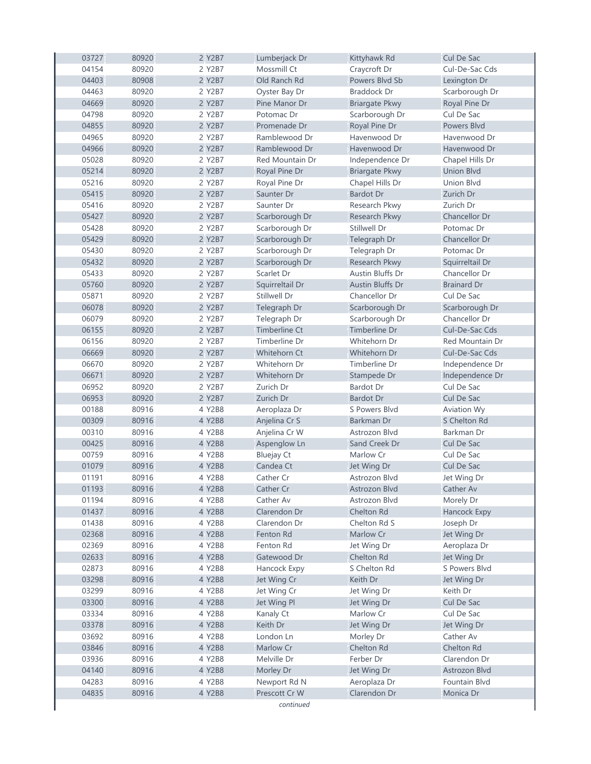| | | | | | |
|---|---|---|---|---|---|
| 03727 | 80920 | 2 Y2B7 | Lumberjack Dr | Kittyhawk Rd | Cul De Sac |
| 04154 | 80920 | 2 Y2B7 | Mossmill Ct | Craycroft Dr | Cul-De-Sac Cds |
| 04403 | 80908 | 2 Y2B7 | Old Ranch Rd | Powers Blvd Sb | Lexington Dr |
| 04463 | 80920 | 2 Y2B7 | Oyster Bay Dr | Braddock Dr | Scarborough Dr |
| 04669 | 80920 | 2 Y2B7 | Pine Manor Dr | Briargate Pkwy | Royal Pine Dr |
| 04798 | 80920 | 2 Y2B7 | Potomac Dr | Scarborough Dr | Cul De Sac |
| 04855 | 80920 | 2 Y2B7 | Promenade Dr | Royal Pine Dr | Powers Blvd |
| 04965 | 80920 | 2 Y2B7 | Ramblewood Dr | Havenwood Dr | Havenwood Dr |
| 04966 | 80920 | 2 Y2B7 | Ramblewood Dr | Havenwood Dr | Havenwood Dr |
| 05028 | 80920 | 2 Y2B7 | Red Mountain Dr | Independence Dr | Chapel Hills Dr |
| 05214 | 80920 | 2 Y2B7 | Royal Pine Dr | Briargate Pkwy | Union Blvd |
| 05216 | 80920 | 2 Y2B7 | Royal Pine Dr | Chapel Hills Dr | Union Blvd |
| 05415 | 80920 | 2 Y2B7 | Saunter Dr | Bardot Dr | Zurich Dr |
| 05416 | 80920 | 2 Y2B7 | Saunter Dr | Research Pkwy | Zurich Dr |
| 05427 | 80920 | 2 Y2B7 | Scarborough Dr | Research Pkwy | Chancellor Dr |
| 05428 | 80920 | 2 Y2B7 | Scarborough Dr | Stillwell Dr | Potomac Dr |
| 05429 | 80920 | 2 Y2B7 | Scarborough Dr | Telegraph Dr | Chancellor Dr |
| 05430 | 80920 | 2 Y2B7 | Scarborough Dr | Telegraph Dr | Potomac Dr |
| 05432 | 80920 | 2 Y2B7 | Scarborough Dr | Research Pkwy | Squirreltail Dr |
| 05433 | 80920 | 2 Y2B7 | Scarlet Dr | Austin Bluffs Dr | Chancellor Dr |
| 05760 | 80920 | 2 Y2B7 | Squirreltail Dr | Austin Bluffs Dr | Brainard Dr |
| 05871 | 80920 | 2 Y2B7 | Stillwell Dr | Chancellor Dr | Cul De Sac |
| 06078 | 80920 | 2 Y2B7 | Telegraph Dr | Scarborough Dr | Scarborough Dr |
| 06079 | 80920 | 2 Y2B7 | Telegraph Dr | Scarborough Dr | Chancellor Dr |
| 06155 | 80920 | 2 Y2B7 | Timberline Ct | Timberline Dr | Cul-De-Sac Cds |
| 06156 | 80920 | 2 Y2B7 | Timberline Dr | Whitehorn Dr | Red Mountain Dr |
| 06669 | 80920 | 2 Y2B7 | Whitehorn Ct | Whitehorn Dr | Cul-De-Sac Cds |
| 06670 | 80920 | 2 Y2B7 | Whitehorn Dr | Timberline Dr | Independence Dr |
| 06671 | 80920 | 2 Y2B7 | Whitehorn Dr | Stampede Dr | Independence Dr |
| 06952 | 80920 | 2 Y2B7 | Zurich Dr | Bardot Dr | Cul De Sac |
| 06953 | 80920 | 2 Y2B7 | Zurich Dr | Bardot Dr | Cul De Sac |
| 00188 | 80916 | 4 Y2B8 | Aeroplaza Dr | S Powers Blvd | Aviation Wy |
| 00309 | 80916 | 4 Y2B8 | Anjelina Cr S | Barkman Dr | S Chelton Rd |
| 00310 | 80916 | 4 Y2B8 | Anjelina Cr W | Astrozon Blvd | Barkman Dr |
| 00425 | 80916 | 4 Y2B8 | Aspenglow Ln | Sand Creek Dr | Cul De Sac |
| 00759 | 80916 | 4 Y2B8 | Bluejay Ct | Marlow Cr | Cul De Sac |
| 01079 | 80916 | 4 Y2B8 | Candea Ct | Jet Wing Dr | Cul De Sac |
| 01191 | 80916 | 4 Y2B8 | Cather Cr | Astrozon Blvd | Jet Wing Dr |
| 01193 | 80916 | 4 Y2B8 | Cather Cr | Astrozon Blvd | Cather Av |
| 01194 | 80916 | 4 Y2B8 | Cather Av | Astrozon Blvd | Morely Dr |
| 01437 | 80916 | 4 Y2B8 | Clarendon Dr | Chelton Rd | Hancock Expy |
| 01438 | 80916 | 4 Y2B8 | Clarendon Dr | Chelton Rd S | Joseph Dr |
| 02368 | 80916 | 4 Y2B8 | Fenton Rd | Marlow Cr | Jet Wing Dr |
| 02369 | 80916 | 4 Y2B8 | Fenton Rd | Jet Wing Dr | Aeroplaza Dr |
| 02633 | 80916 | 4 Y2B8 | Gatewood Dr | Chelton Rd | Jet Wing Dr |
| 02873 | 80916 | 4 Y2B8 | Hancock Expy | S Chelton Rd | S Powers Blvd |
| 03298 | 80916 | 4 Y2B8 | Jet Wing Cr | Keith Dr | Jet Wing Dr |
| 03299 | 80916 | 4 Y2B8 | Jet Wing Cr | Jet Wing Dr | Keith Dr |
| 03300 | 80916 | 4 Y2B8 | Jet Wing Pl | Jet Wing Dr | Cul De Sac |
| 03334 | 80916 | 4 Y2B8 | Kanaly Ct | Marlow Cr | Cul De Sac |
| 03378 | 80916 | 4 Y2B8 | Keith Dr | Jet Wing Dr | Jet Wing Dr |
| 03692 | 80916 | 4 Y2B8 | London Ln | Morley Dr | Cather Av |
| 03846 | 80916 | 4 Y2B8 | Marlow Cr | Chelton Rd | Chelton Rd |
| 03936 | 80916 | 4 Y2B8 | Melville Dr | Ferber Dr | Clarendon Dr |
| 04140 | 80916 | 4 Y2B8 | Morley Dr | Jet Wing Dr | Astrozon Blvd |
| 04283 | 80916 | 4 Y2B8 | Newport Rd N | Aeroplaza Dr | Fountain Blvd |
| 04835 | 80916 | 4 Y2B8 | Prescott Cr W | Clarendon Dr | Monica Dr |

*continued*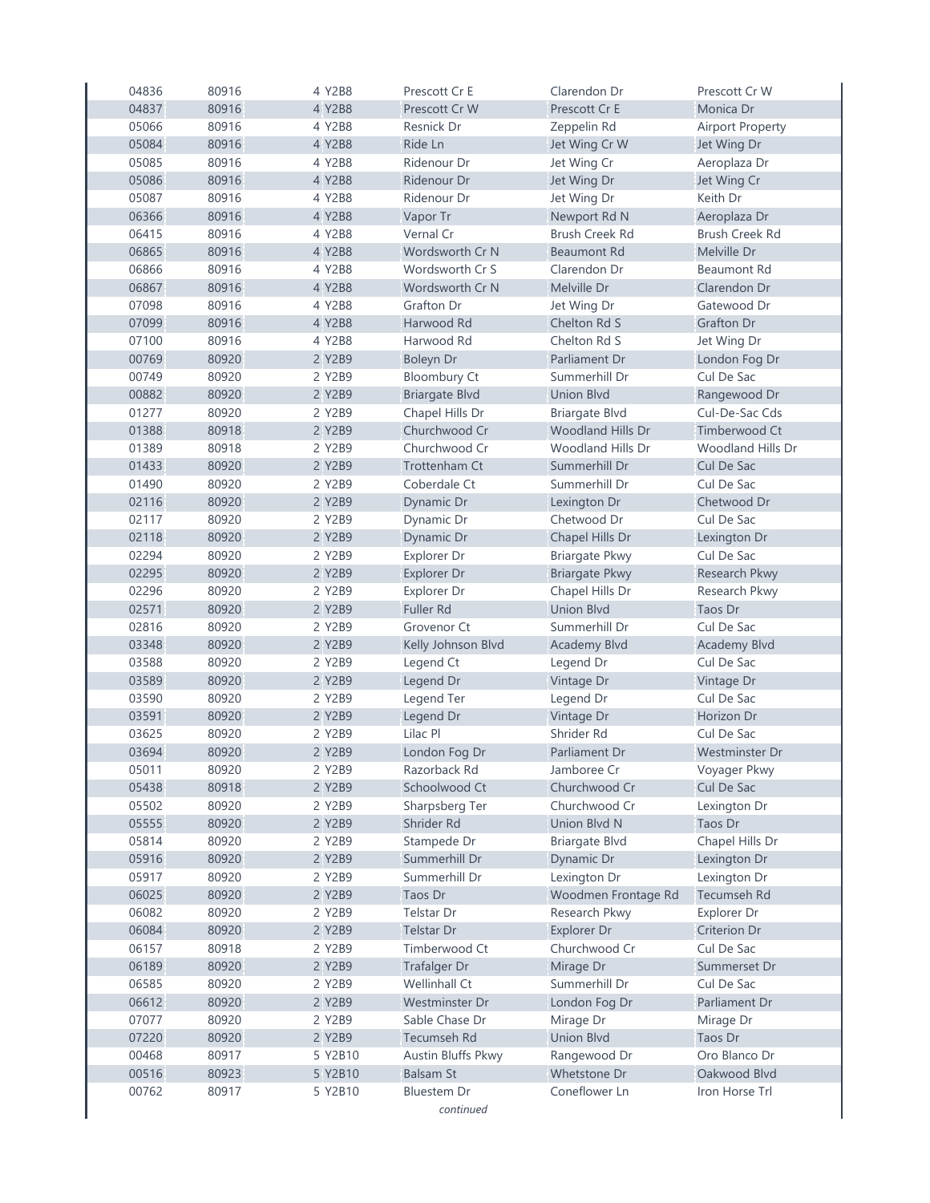| | | | | | |
|---|---|---|---|---|---|
| 04836 | 80916 | 4 Y2B8 | Prescott Cr E | Clarendon Dr | Prescott Cr W |
| 04837 | 80916 | 4 Y2B8 | Prescott Cr W | Prescott Cr E | Monica Dr |
| 05066 | 80916 | 4 Y2B8 | Resnick Dr | Zeppelin Rd | Airport Property |
| 05084 | 80916 | 4 Y2B8 | Ride Ln | Jet Wing Cr W | Jet Wing Dr |
| 05085 | 80916 | 4 Y2B8 | Ridenour Dr | Jet Wing Cr | Aeroplaza Dr |
| 05086 | 80916 | 4 Y2B8 | Ridenour Dr | Jet Wing Dr | Jet Wing Cr |
| 05087 | 80916 | 4 Y2B8 | Ridenour Dr | Jet Wing Dr | Keith Dr |
| 06366 | 80916 | 4 Y2B8 | Vapor Tr | Newport Rd N | Aeroplaza Dr |
| 06415 | 80916 | 4 Y2B8 | Vernal Cr | Brush Creek Rd | Brush Creek Rd |
| 06865 | 80916 | 4 Y2B8 | Wordsworth Cr N | Beaumont Rd | Melville Dr |
| 06866 | 80916 | 4 Y2B8 | Wordsworth Cr S | Clarendon Dr | Beaumont Rd |
| 06867 | 80916 | 4 Y2B8 | Wordsworth Cr N | Melville Dr | Clarendon Dr |
| 07098 | 80916 | 4 Y2B8 | Grafton Dr | Jet Wing Dr | Gatewood Dr |
| 07099 | 80916 | 4 Y2B8 | Harwood Rd | Chelton Rd S | Grafton Dr |
| 07100 | 80916 | 4 Y2B8 | Harwood Rd | Chelton Rd S | Jet Wing Dr |
| 00769 | 80920 | 2 Y2B9 | Boleyn Dr | Parliament Dr | London Fog Dr |
| 00749 | 80920 | 2 Y2B9 | Bloombury Ct | Summerhill Dr | Cul De Sac |
| 00882 | 80920 | 2 Y2B9 | Briargate Blvd | Union Blvd | Rangewood Dr |
| 01277 | 80920 | 2 Y2B9 | Chapel Hills Dr | Briargate Blvd | Cul-De-Sac Cds |
| 01388 | 80918 | 2 Y2B9 | Churchwood Cr | Woodland Hills Dr | Timberwood Ct |
| 01389 | 80918 | 2 Y2B9 | Churchwood Cr | Woodland Hills Dr | Woodland Hills Dr |
| 01433 | 80920 | 2 Y2B9 | Trottenham Ct | Summerhill Dr | Cul De Sac |
| 01490 | 80920 | 2 Y2B9 | Coberdale Ct | Summerhill Dr | Cul De Sac |
| 02116 | 80920 | 2 Y2B9 | Dynamic Dr | Lexington Dr | Chetwood Dr |
| 02117 | 80920 | 2 Y2B9 | Dynamic Dr | Chetwood Dr | Cul De Sac |
| 02118 | 80920 | 2 Y2B9 | Dynamic Dr | Chapel Hills Dr | Lexington Dr |
| 02294 | 80920 | 2 Y2B9 | Explorer Dr | Briargate Pkwy | Cul De Sac |
| 02295 | 80920 | 2 Y2B9 | Explorer Dr | Briargate Pkwy | Research Pkwy |
| 02296 | 80920 | 2 Y2B9 | Explorer Dr | Chapel Hills Dr | Research Pkwy |
| 02571 | 80920 | 2 Y2B9 | Fuller Rd | Union Blvd | Taos Dr |
| 02816 | 80920 | 2 Y2B9 | Grovenor Ct | Summerhill Dr | Cul De Sac |
| 03348 | 80920 | 2 Y2B9 | Kelly Johnson Blvd | Academy Blvd | Academy Blvd |
| 03588 | 80920 | 2 Y2B9 | Legend Ct | Legend Dr | Cul De Sac |
| 03589 | 80920 | 2 Y2B9 | Legend Dr | Vintage Dr | Vintage Dr |
| 03590 | 80920 | 2 Y2B9 | Legend Ter | Legend Dr | Cul De Sac |
| 03591 | 80920 | 2 Y2B9 | Legend Dr | Vintage Dr | Horizon Dr |
| 03625 | 80920 | 2 Y2B9 | Lilac Pl | Shrider Rd | Cul De Sac |
| 03694 | 80920 | 2 Y2B9 | London Fog Dr | Parliament Dr | Westminster Dr |
| 05011 | 80920 | 2 Y2B9 | Razorback Rd | Jamboree Cr | Voyager Pkwy |
| 05438 | 80918 | 2 Y2B9 | Schoolwood Ct | Churchwood Cr | Cul De Sac |
| 05502 | 80920 | 2 Y2B9 | Sharpsberg Ter | Churchwood Cr | Lexington Dr |
| 05555 | 80920 | 2 Y2B9 | Shrider Rd | Union Blvd N | Taos Dr |
| 05814 | 80920 | 2 Y2B9 | Stampede Dr | Briargate Blvd | Chapel Hills Dr |
| 05916 | 80920 | 2 Y2B9 | Summerhill Dr | Dynamic Dr | Lexington Dr |
| 05917 | 80920 | 2 Y2B9 | Summerhill Dr | Lexington Dr | Lexington Dr |
| 06025 | 80920 | 2 Y2B9 | Taos Dr | Woodmen Frontage Rd | Tecumseh Rd |
| 06082 | 80920 | 2 Y2B9 | Telstar Dr | Research Pkwy | Explorer Dr |
| 06084 | 80920 | 2 Y2B9 | Telstar Dr | Explorer Dr | Criterion Dr |
| 06157 | 80918 | 2 Y2B9 | Timberwood Ct | Churchwood Cr | Cul De Sac |
| 06189 | 80920 | 2 Y2B9 | Trafalger Dr | Mirage Dr | Summerset Dr |
| 06585 | 80920 | 2 Y2B9 | Wellinhall Ct | Summerhill Dr | Cul De Sac |
| 06612 | 80920 | 2 Y2B9 | Westminster Dr | London Fog Dr | Parliament Dr |
| 07077 | 80920 | 2 Y2B9 | Sable Chase Dr | Mirage Dr | Mirage Dr |
| 07220 | 80920 | 2 Y2B9 | Tecumseh Rd | Union Blvd | Taos Dr |
| 00468 | 80917 | 5 Y2B10 | Austin Bluffs Pkwy | Rangewood Dr | Oro Blanco Dr |
| 00516 | 80923 | 5 Y2B10 | Balsam St | Whetstone Dr | Oakwood Blvd |
| 00762 | 80917 | 5 Y2B10 | Bluestem Dr | Coneflower Ln | Iron Horse Trl |

*continued*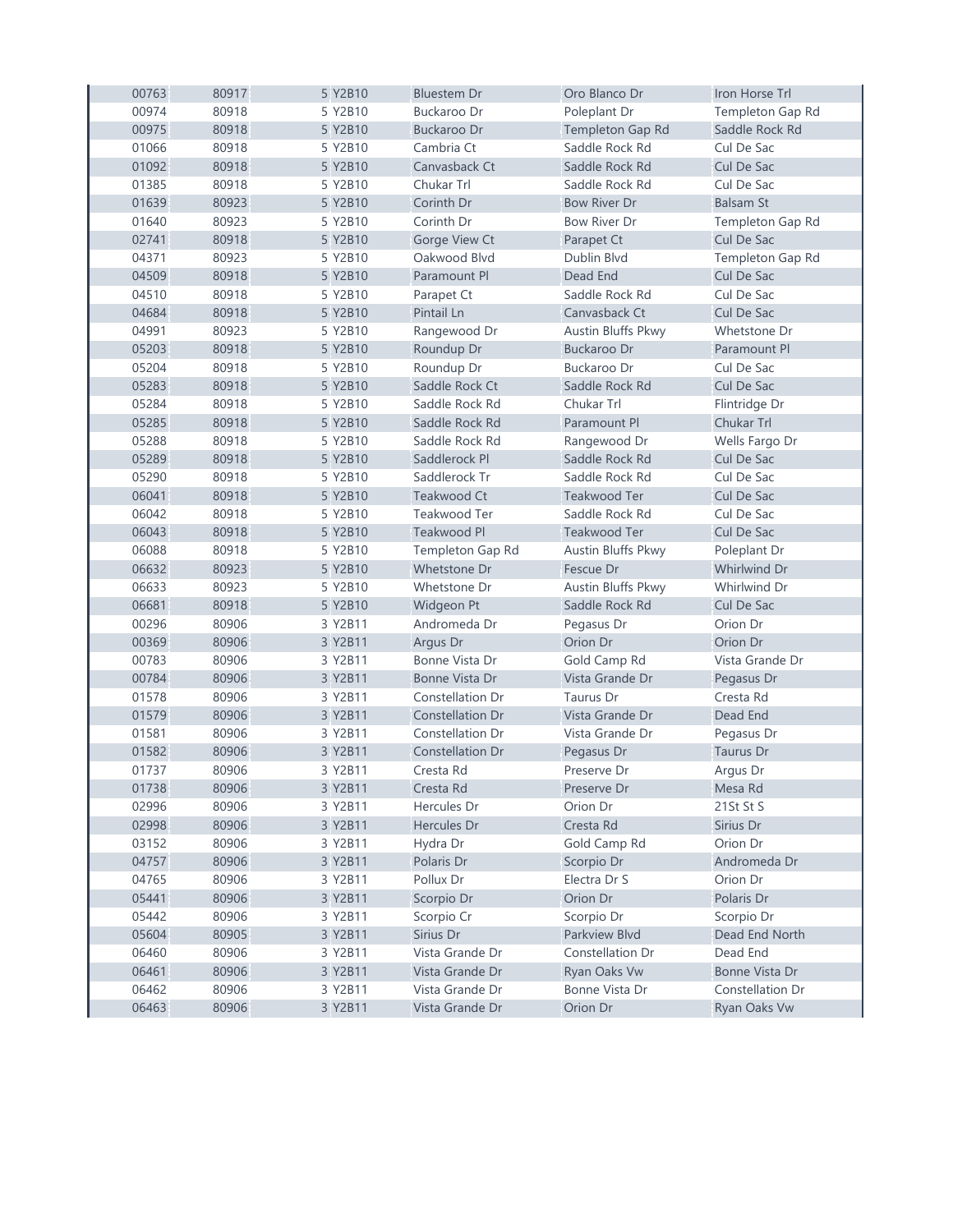| | | | | | |
|---|---|---|---|---|---|
| 00763 | 80917 | 5 Y2B10 | Bluestem Dr | Oro Blanco Dr | Iron Horse Trl |
| 00974 | 80918 | 5 Y2B10 | Buckaroo Dr | Poleplant Dr | Templeton Gap Rd |
| 00975 | 80918 | 5 Y2B10 | Buckaroo Dr | Templeton Gap Rd | Saddle Rock Rd |
| 01066 | 80918 | 5 Y2B10 | Cambria Ct | Saddle Rock Rd | Cul De Sac |
| 01092 | 80918 | 5 Y2B10 | Canvasback Ct | Saddle Rock Rd | Cul De Sac |
| 01385 | 80918 | 5 Y2B10 | Chukar Trl | Saddle Rock Rd | Cul De Sac |
| 01639 | 80923 | 5 Y2B10 | Corinth Dr | Bow River Dr | Balsam St |
| 01640 | 80923 | 5 Y2B10 | Corinth Dr | Bow River Dr | Templeton Gap Rd |
| 02741 | 80918 | 5 Y2B10 | Gorge View Ct | Parapet Ct | Cul De Sac |
| 04371 | 80923 | 5 Y2B10 | Oakwood Blvd | Dublin Blvd | Templeton Gap Rd |
| 04509 | 80918 | 5 Y2B10 | Paramount Pl | Dead End | Cul De Sac |
| 04510 | 80918 | 5 Y2B10 | Parapet Ct | Saddle Rock Rd | Cul De Sac |
| 04684 | 80918 | 5 Y2B10 | Pintail Ln | Canvasback Ct | Cul De Sac |
| 04991 | 80923 | 5 Y2B10 | Rangewood Dr | Austin Bluffs Pkwy | Whetstone Dr |
| 05203 | 80918 | 5 Y2B10 | Roundup Dr | Buckaroo Dr | Paramount Pl |
| 05204 | 80918 | 5 Y2B10 | Roundup Dr | Buckaroo Dr | Cul De Sac |
| 05283 | 80918 | 5 Y2B10 | Saddle Rock Ct | Saddle Rock Rd | Cul De Sac |
| 05284 | 80918 | 5 Y2B10 | Saddle Rock Rd | Chukar Trl | Flintridge Dr |
| 05285 | 80918 | 5 Y2B10 | Saddle Rock Rd | Paramount Pl | Chukar Trl |
| 05288 | 80918 | 5 Y2B10 | Saddle Rock Rd | Rangewood Dr | Wells Fargo Dr |
| 05289 | 80918 | 5 Y2B10 | Saddlerock Pl | Saddle Rock Rd | Cul De Sac |
| 05290 | 80918 | 5 Y2B10 | Saddlerock Tr | Saddle Rock Rd | Cul De Sac |
| 06041 | 80918 | 5 Y2B10 | Teakwood Ct | Teakwood Ter | Cul De Sac |
| 06042 | 80918 | 5 Y2B10 | Teakwood Ter | Saddle Rock Rd | Cul De Sac |
| 06043 | 80918 | 5 Y2B10 | Teakwood Pl | Teakwood Ter | Cul De Sac |
| 06088 | 80918 | 5 Y2B10 | Templeton Gap Rd | Austin Bluffs Pkwy | Poleplant Dr |
| 06632 | 80923 | 5 Y2B10 | Whetstone Dr | Fescue Dr | Whirlwind Dr |
| 06633 | 80923 | 5 Y2B10 | Whetstone Dr | Austin Bluffs Pkwy | Whirlwind Dr |
| 06681 | 80918 | 5 Y2B10 | Widgeon Pt | Saddle Rock Rd | Cul De Sac |
| 00296 | 80906 | 3 Y2B11 | Andromeda Dr | Pegasus Dr | Orion Dr |
| 00369 | 80906 | 3 Y2B11 | Argus Dr | Orion Dr | Orion Dr |
| 00783 | 80906 | 3 Y2B11 | Bonne Vista Dr | Gold Camp Rd | Vista Grande Dr |
| 00784 | 80906 | 3 Y2B11 | Bonne Vista Dr | Vista Grande Dr | Pegasus Dr |
| 01578 | 80906 | 3 Y2B11 | Constellation Dr | Taurus Dr | Cresta Rd |
| 01579 | 80906 | 3 Y2B11 | Constellation Dr | Vista Grande Dr | Dead End |
| 01581 | 80906 | 3 Y2B11 | Constellation Dr | Vista Grande Dr | Pegasus Dr |
| 01582 | 80906 | 3 Y2B11 | Constellation Dr | Pegasus Dr | Taurus Dr |
| 01737 | 80906 | 3 Y2B11 | Cresta Rd | Preserve Dr | Argus Dr |
| 01738 | 80906 | 3 Y2B11 | Cresta Rd | Preserve Dr | Mesa Rd |
| 02996 | 80906 | 3 Y2B11 | Hercules Dr | Orion Dr | 21St St S |
| 02998 | 80906 | 3 Y2B11 | Hercules Dr | Cresta Rd | Sirius Dr |
| 03152 | 80906 | 3 Y2B11 | Hydra Dr | Gold Camp Rd | Orion Dr |
| 04757 | 80906 | 3 Y2B11 | Polaris Dr | Scorpio Dr | Andromeda Dr |
| 04765 | 80906 | 3 Y2B11 | Pollux Dr | Electra Dr S | Orion Dr |
| 05441 | 80906 | 3 Y2B11 | Scorpio Dr | Orion Dr | Polaris Dr |
| 05442 | 80906 | 3 Y2B11 | Scorpio Cr | Scorpio Dr | Scorpio Dr |
| 05604 | 80905 | 3 Y2B11 | Sirius Dr | Parkview Blvd | Dead End North |
| 06460 | 80906 | 3 Y2B11 | Vista Grande Dr | Constellation Dr | Dead End |
| 06461 | 80906 | 3 Y2B11 | Vista Grande Dr | Ryan Oaks Vw | Bonne Vista Dr |
| 06462 | 80906 | 3 Y2B11 | Vista Grande Dr | Bonne Vista Dr | Constellation Dr |
| 06463 | 80906 | 3 Y2B11 | Vista Grande Dr | Orion Dr | Ryan Oaks Vw |